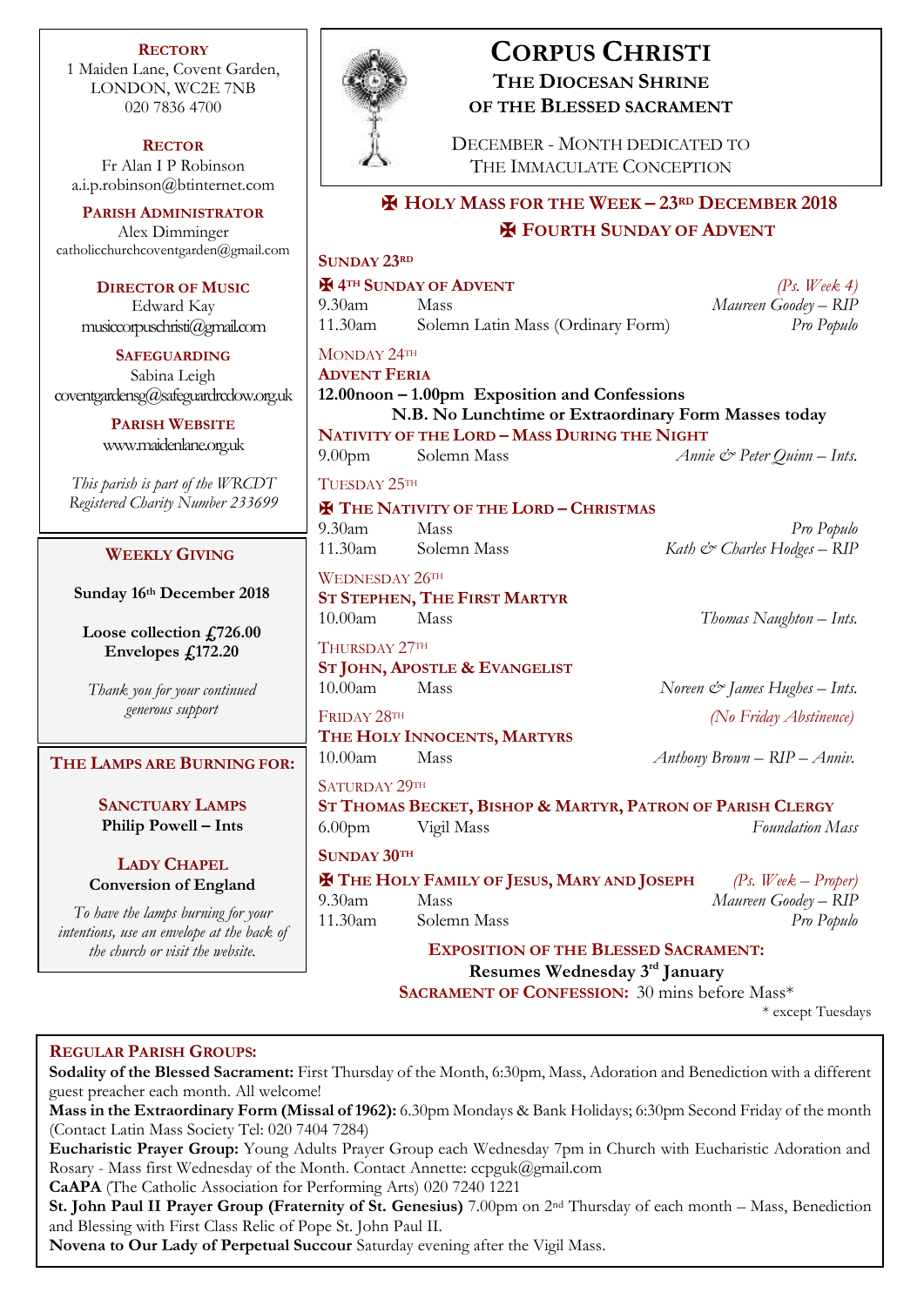# CORPUS CHRISTI

## THE DIOCESAN SHRINE OF THE BLESSED SACRAMENT

DECEMBER - MONTH DEDICATED TO THE IMMACULATE CONCEPTION

**RECTORY**
1 Maiden Lane, Covent Garden,
LONDON, WC2E 7NB
020 7836 4700

**RECTOR**
Fr Alan I P Robinson
a.i.p.robinson@btinternet.com

**PARISH ADMINISTRATOR**
Alex Dimminger
catholicchurchcoventgarden@gmail.com

**DIRECTOR OF MUSIC**
Edward Kay
musiccorpuschristi@gmail.com

**SAFEGUARDING**
Sabina Leigh
coventgardensg@safeguardrcdow.org.uk

**PARISH WEBSITE**
www.maidenlane.org.uk

*This parish is part of the WRCDT Registered Charity Number 233699*

### WEEKLY GIVING

**Sunday 16th December 2018**

**Loose collection £726.00**
**Envelopes £172.20**

*Thank you for your continued generous support*

### THE LAMPS ARE BURNING FOR:

**SANCTUARY LAMPS**
**Philip Powell – Ints**

**LADY CHAPEL**
**Conversion of England**

*To have the lamps burning for your intentions, use an envelope at the back of the church or visit the website.*

## ✠ HOLY MASS FOR THE WEEK – 23RD DECEMBER 2018
## ✠ FOURTH SUNDAY OF ADVENT

**SUNDAY 23RD**

**✠ 4TH SUNDAY OF ADVENT** *(Ps. Week 4)*

| | | |
|---|---|---|
| 9.30am | Mass | *Maureen Goodey – RIP* |
| 11.30am | Solemn Latin Mass (Ordinary Form) | *Pro Populo* |

MONDAY 24TH

**ADVENT FERIA**

**12.00noon – 1.00pm Exposition and Confessions**

**N.B. No Lunchtime or Extraordinary Form Masses today**

**NATIVITY OF THE LORD – MASS DURING THE NIGHT**

| | | |
|---|---|---|
| 9.00pm | Solemn Mass | *Annie & Peter Quinn – Ints.* |

TUESDAY 25TH

**✠ THE NATIVITY OF THE LORD – CHRISTMAS**

| | | |
|---|---|---|
| 9.30am | Mass | *Pro Populo* |
| 11.30am | Solemn Mass | *Kath & Charles Hodges – RIP* |

WEDNESDAY 26TH

**ST STEPHEN, THE FIRST MARTYR**

| | | |
|---|---|---|
| 10.00am | Mass | *Thomas Naughton – Ints.* |

THURSDAY 27TH

**ST JOHN, APOSTLE & EVANGELIST**

| | | |
|---|---|---|
| 10.00am | Mass | *Noreen & James Hughes – Ints.* |

FRIDAY 28TH *(No Friday Abstinence)*

**THE HOLY INNOCENTS, MARTYRS**

| | | |
|---|---|---|
| 10.00am | Mass | *Anthony Brown – RIP – Anniv.* |

SATURDAY 29TH

**ST THOMAS BECKET, BISHOP & MARTYR, PATRON OF PARISH CLERGY**

| | | |
|---|---|---|
| 6.00pm | Vigil Mass | *Foundation Mass* |

**SUNDAY 30TH**

**✠ THE HOLY FAMILY OF JESUS, MARY AND JOSEPH** *(Ps. Week – Proper)*

| | | |
|---|---|---|
| 9.30am | Mass | *Maureen Goodey – RIP* |
| 11.30am | Solemn Mass | *Pro Populo* |

**EXPOSITION OF THE BLESSED SACRAMENT:**
**Resumes Wednesday 3rd January**
**SACRAMENT OF CONFESSION:** 30 mins before Mass*
\* except Tuesdays

### REGULAR PARISH GROUPS:

**Sodality of the Blessed Sacrament:** First Thursday of the Month, 6:30pm, Mass, Adoration and Benediction with a different guest preacher each month. All welcome!

**Mass in the Extraordinary Form (Missal of 1962):** 6.30pm Mondays & Bank Holidays; 6:30pm Second Friday of the month (Contact Latin Mass Society Tel: 020 7404 7284)

**Eucharistic Prayer Group:** Young Adults Prayer Group each Wednesday 7pm in Church with Eucharistic Adoration and Rosary - Mass first Wednesday of the Month. Contact Annette: ccpguk@gmail.com

**CaAPA** (The Catholic Association for Performing Arts) 020 7240 1221

**St. John Paul II Prayer Group (Fraternity of St. Genesius)** 7.00pm on 2nd Thursday of each month – Mass, Benediction and Blessing with First Class Relic of Pope St. John Paul II.

**Novena to Our Lady of Perpetual Succour** Saturday evening after the Vigil Mass.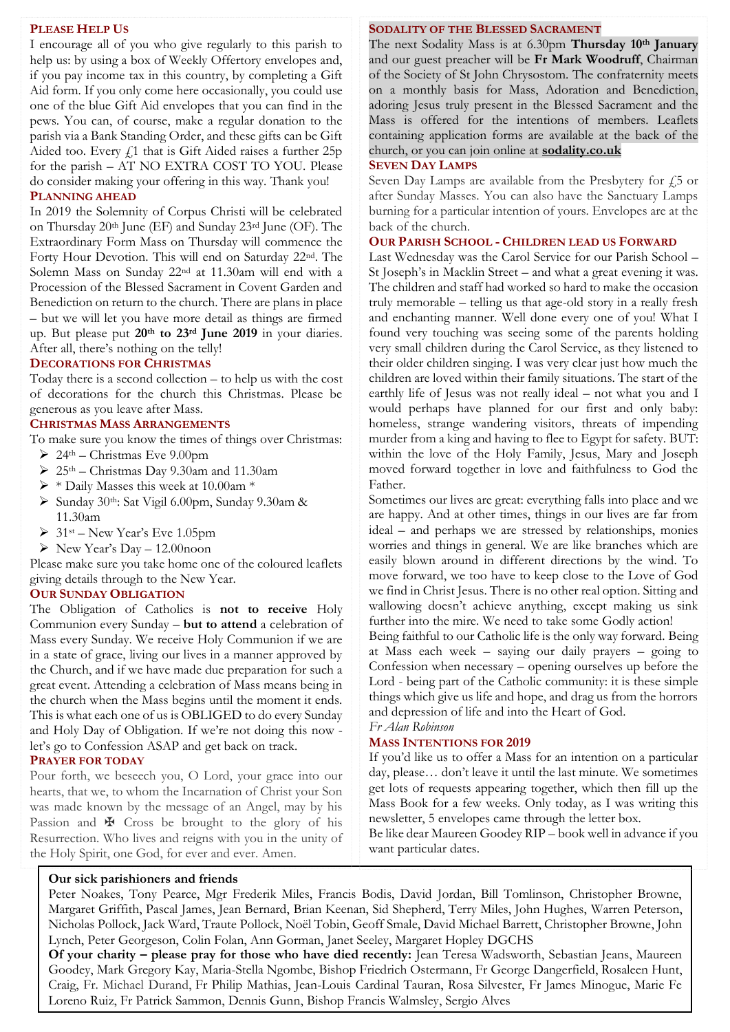## Please Help Us

I encourage all of you who give regularly to this parish to help us: by using a box of Weekly Offertory envelopes and, if you pay income tax in this country, by completing a Gift Aid form. If you only come here occasionally, you could use one of the blue Gift Aid envelopes that you can find in the pews. You can, of course, make a regular donation to the parish via a Bank Standing Order, and these gifts can be Gift Aided too. Every £1 that is Gift Aided raises a further 25p for the parish – AT NO EXTRA COST TO YOU. Please do consider making your offering in this way. Thank you!

## Planning ahead

In 2019 the Solemnity of Corpus Christi will be celebrated on Thursday 20th June (EF) and Sunday 23rd June (OF). The Extraordinary Form Mass on Thursday will commence the Forty Hour Devotion. This will end on Saturday 22nd. The Solemn Mass on Sunday 22nd at 11.30am will end with a Procession of the Blessed Sacrament in Covent Garden and Benediction on return to the church. There are plans in place – but we will let you have more detail as things are firmed up. But please put **20th to 23rd June 2019** in your diaries. After all, there's nothing on the telly!

## Decorations for Christmas

Today there is a second collection – to help us with the cost of decorations for the church this Christmas. Please be generous as you leave after Mass.

## Christmas Mass Arrangements

To make sure you know the times of things over Christmas:

- 24th – Christmas Eve 9.00pm
- 25th – Christmas Day 9.30am and 11.30am
- * Daily Masses this week at 10.00am *
- Sunday 30th: Sat Vigil 6.00pm, Sunday 9.30am & 11.30am
- 31st – New Year's Eve 1.05pm
- New Year's Day – 12.00noon

Please make sure you take home one of the coloured leaflets giving details through to the New Year.

## Our Sunday Obligation

The Obligation of Catholics is **not to receive** Holy Communion every Sunday – **but to attend** a celebration of Mass every Sunday. We receive Holy Communion if we are in a state of grace, living our lives in a manner approved by the Church, and if we have made due preparation for such a great event. Attending a celebration of Mass means being in the church when the Mass begins until the moment it ends. This is what each one of us is OBLIGED to do every Sunday and Holy Day of Obligation. If we're not doing this now - let's go to Confession ASAP and get back on track.

## Prayer for today

Pour forth, we beseech you, O Lord, your grace into our hearts, that we, to whom the Incarnation of Christ your Son was made known by the message of an Angel, may by his Passion and ✠ Cross be brought to the glory of his Resurrection. Who lives and reigns with you in the unity of the Holy Spirit, one God, for ever and ever. Amen.

## Sodality of the Blessed Sacrament

The next Sodality Mass is at 6.30pm **Thursday 10th January** and our guest preacher will be **Fr Mark Woodruff**, Chairman of the Society of St John Chrysostom. The confraternity meets on a monthly basis for Mass, Adoration and Benediction, adoring Jesus truly present in the Blessed Sacrament and the Mass is offered for the intentions of members. Leaflets containing application forms are available at the back of the church, or you can join online at **sodality.co.uk**

## Seven Day Lamps

Seven Day Lamps are available from the Presbytery for £5 or after Sunday Masses. You can also have the Sanctuary Lamps burning for a particular intention of yours. Envelopes are at the back of the church.

## Our Parish School - Children lead us Forward

Last Wednesday was the Carol Service for our Parish School – St Joseph's in Macklin Street – and what a great evening it was. The children and staff had worked so hard to make the occasion truly memorable – telling us that age-old story in a really fresh and enchanting manner. Well done every one of you! What I found very touching was seeing some of the parents holding very small children during the Carol Service, as they listened to their older children singing. I was very clear just how much the children are loved within their family situations. The start of the earthly life of Jesus was not really ideal – not what you and I would perhaps have planned for our first and only baby: homeless, strange wandering visitors, threats of impending murder from a king and having to flee to Egypt for safety. BUT: within the love of the Holy Family, Jesus, Mary and Joseph moved forward together in love and faithfulness to God the Father.

Sometimes our lives are great: everything falls into place and we are happy. And at other times, things in our lives are far from ideal – and perhaps we are stressed by relationships, monies worries and things in general. We are like branches which are easily blown around in different directions by the wind. To move forward, we too have to keep close to the Love of God we find in Christ Jesus. There is no other real option. Sitting and wallowing doesn't achieve anything, except making us sink further into the mire. We need to take some Godly action!

Being faithful to our Catholic life is the only way forward. Being at Mass each week – saying our daily prayers – going to Confession when necessary – opening ourselves up before the Lord - being part of the Catholic community: it is these simple things which give us life and hope, and drag us from the horrors and depression of life and into the Heart of God.

*Fr Alan Robinson*

## Mass Intentions for 2019

If you'd like us to offer a Mass for an intention on a particular day, please… don't leave it until the last minute. We sometimes get lots of requests appearing together, which then fill up the Mass Book for a few weeks. Only today, as I was writing this newsletter, 5 envelopes came through the letter box.

Be like dear Maureen Goodey RIP – book well in advance if you want particular dates.

**Our sick parishioners and friends**

Peter Noakes, Tony Pearce, Mgr Frederik Miles, Francis Bodis, David Jordan, Bill Tomlinson, Christopher Browne, Margaret Griffith, Pascal James, Jean Bernard, Brian Keenan, Sid Shepherd, Terry Miles, John Hughes, Warren Peterson, Nicholas Pollock, Jack Ward, Traute Pollock, Noël Tobin, Geoff Smale, David Michael Barrett, Christopher Browne, John Lynch, Peter Georgeson, Colin Folan, Ann Gorman, Janet Seeley, Margaret Hopley DGCHS

**Of your charity – please pray for those who have died recently:** Jean Teresa Wadsworth, Sebastian Jeans, Maureen Goodey, Mark Gregory Kay, Maria-Stella Ngombe, Bishop Friedrich Ostermann, Fr George Dangerfield, Rosaleen Hunt, Craig, Fr. Michael Durand, Fr Philip Mathias, Jean-Louis Cardinal Tauran, Rosa Silvester, Fr James Minogue, Marie Fe Loreno Ruiz, Fr Patrick Sammon, Dennis Gunn, Bishop Francis Walmsley, Sergio Alves